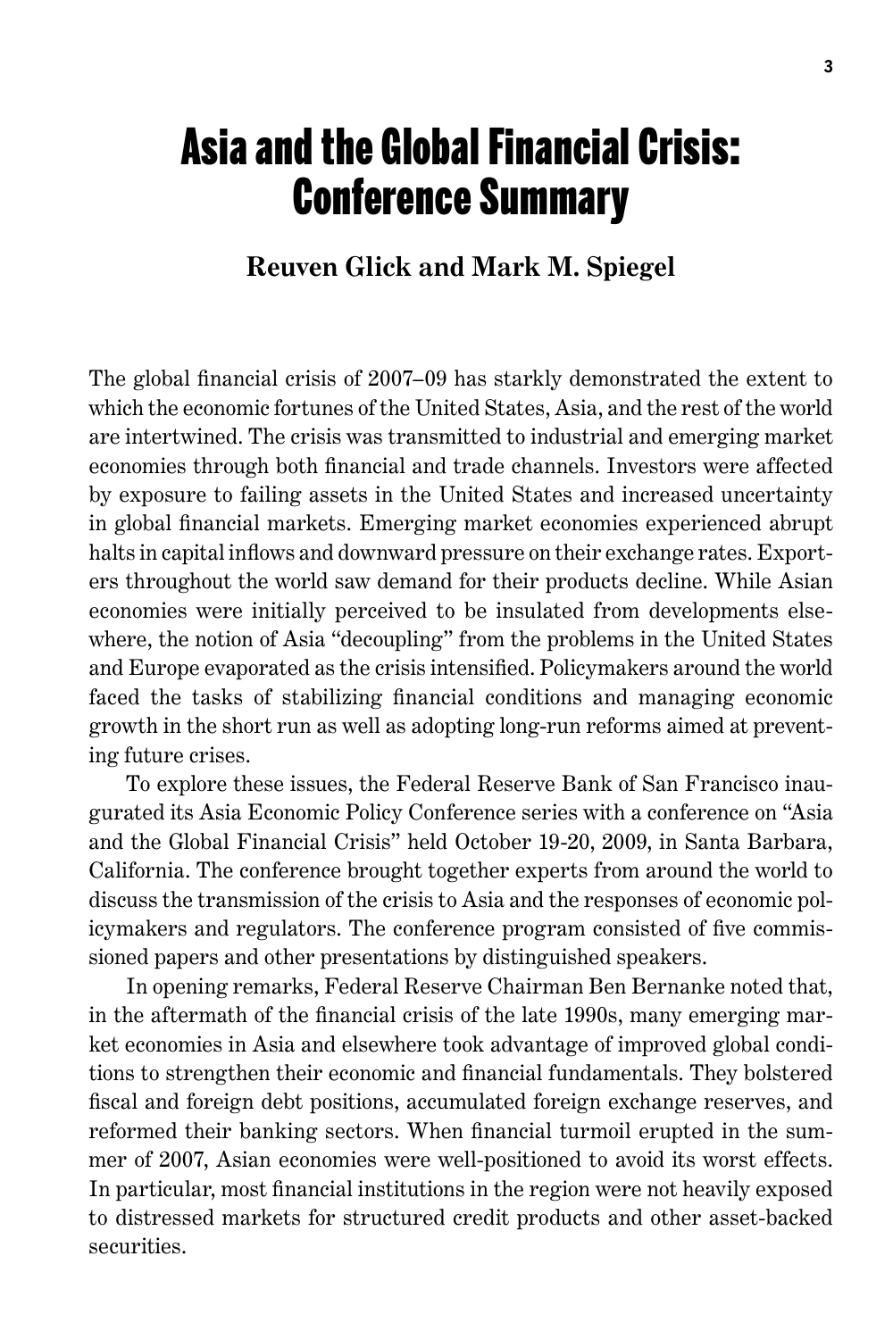# Asia and the Global Financial Crisis: Conference Summary

**Reuven Glick and Mark M. Spiegel**

The global financial crisis of 2007–09 has starkly demonstrated the extent to which the economic fortunes of the United States, Asia, and the rest of the world are intertwined. The crisis was transmitted to industrial and emerging market economies through both financial and trade channels. Investors were affected by exposure to failing assets in the United States and increased uncertainty in global financial markets. Emerging market economies experienced abrupt halts in capital inflows and downward pressure on their exchange rates. Exporters throughout the world saw demand for their products decline. While Asian economies were initially perceived to be insulated from developments elsewhere, the notion of Asia "decoupling" from the problems in the United States and Europe evaporated as the crisis intensified. Policymakers around the world faced the tasks of stabilizing financial conditions and managing economic growth in the short run as well as adopting long-run reforms aimed at preventing future crises.

To explore these issues, the Federal Reserve Bank of San Francisco inaugurated its Asia Economic Policy Conference series with a conference on "Asia and the Global Financial Crisis" held October 19-20, 2009, in Santa Barbara, California. The conference brought together experts from around the world to discuss the transmission of the crisis to Asia and the responses of economic policymakers and regulators. The conference program consisted of five commissioned papers and other presentations by distinguished speakers.

In opening remarks, Federal Reserve Chairman Ben Bernanke noted that, in the aftermath of the financial crisis of the late 1990s, many emerging market economies in Asia and elsewhere took advantage of improved global conditions to strengthen their economic and financial fundamentals. They bolstered fiscal and foreign debt positions, accumulated foreign exchange reserves, and reformed their banking sectors. When financial turmoil erupted in the summer of 2007, Asian economies were well-positioned to avoid its worst effects. In particular, most financial institutions in the region were not heavily exposed to distressed markets for structured credit products and other asset-backed securities.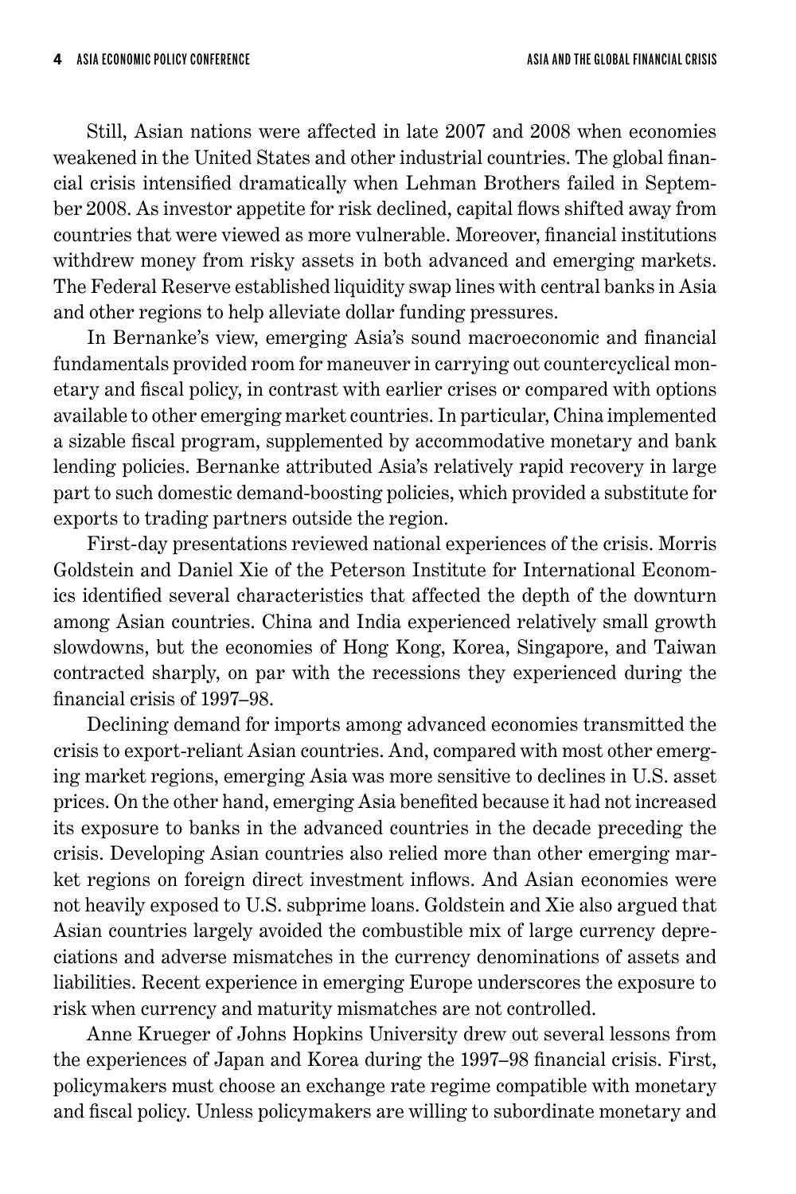Still, Asian nations were affected in late 2007 and 2008 when economies weakened in the United States and other industrial countries. The global financial crisis intensified dramatically when Lehman Brothers failed in September 2008. As investor appetite for risk declined, capital flows shifted away from countries that were viewed as more vulnerable. Moreover, financial institutions withdrew money from risky assets in both advanced and emerging markets. The Federal Reserve established liquidity swap lines with central banks in Asia and other regions to help alleviate dollar funding pressures.

In Bernanke's view, emerging Asia's sound macroeconomic and financial fundamentals provided room for maneuver in carrying out countercyclical monetary and fiscal policy, in contrast with earlier crises or compared with options available to other emerging market countries. In particular, China implemented a sizable fiscal program, supplemented by accommodative monetary and bank lending policies. Bernanke attributed Asia's relatively rapid recovery in large part to such domestic demand-boosting policies, which provided a substitute for exports to trading partners outside the region.

First-day presentations reviewed national experiences of the crisis. Morris Goldstein and Daniel Xie of the Peterson Institute for International Economics identified several characteristics that affected the depth of the downturn among Asian countries. China and India experienced relatively small growth slowdowns, but the economies of Hong Kong, Korea, Singapore, and Taiwan contracted sharply, on par with the recessions they experienced during the financial crisis of 1997–98.

Declining demand for imports among advanced economies transmitted the crisis to export-reliant Asian countries. And, compared with most other emerging market regions, emerging Asia was more sensitive to declines in U.S. asset prices. On the other hand, emerging Asia benefited because it had not increased its exposure to banks in the advanced countries in the decade preceding the crisis. Developing Asian countries also relied more than other emerging market regions on foreign direct investment inflows. And Asian economies were not heavily exposed to U.S. subprime loans. Goldstein and Xie also argued that Asian countries largely avoided the combustible mix of large currency depreciations and adverse mismatches in the currency denominations of assets and liabilities. Recent experience in emerging Europe underscores the exposure to risk when currency and maturity mismatches are not controlled.

Anne Krueger of Johns Hopkins University drew out several lessons from the experiences of Japan and Korea during the 1997–98 financial crisis. First, policymakers must choose an exchange rate regime compatible with monetary and fiscal policy. Unless policymakers are willing to subordinate monetary and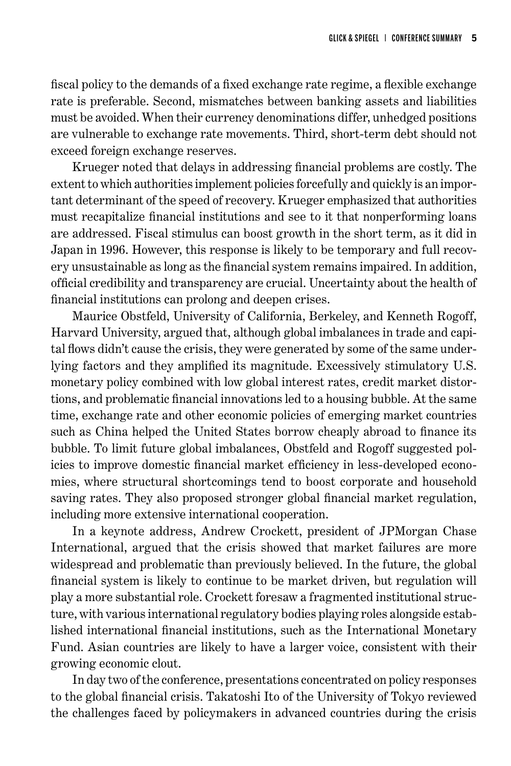fiscal policy to the demands of a fixed exchange rate regime, a flexible exchange rate is preferable. Second, mismatches between banking assets and liabilities must be avoided. When their currency denominations differ, unhedged positions are vulnerable to exchange rate movements. Third, short-term debt should not exceed foreign exchange reserves.

Krueger noted that delays in addressing financial problems are costly. The extent to which authorities implement policies forcefully and quickly is an important determinant of the speed of recovery. Krueger emphasized that authorities must recapitalize financial institutions and see to it that nonperforming loans are addressed. Fiscal stimulus can boost growth in the short term, as it did in Japan in 1996. However, this response is likely to be temporary and full recovery unsustainable as long as the financial system remains impaired. In addition, official credibility and transparency are crucial. Uncertainty about the health of financial institutions can prolong and deepen crises.

Maurice Obstfeld, University of California, Berkeley, and Kenneth Rogoff, Harvard University, argued that, although global imbalances in trade and capital flows didn't cause the crisis, they were generated by some of the same underlying factors and they amplified its magnitude. Excessively stimulatory U.S. monetary policy combined with low global interest rates, credit market distortions, and problematic financial innovations led to a housing bubble. At the same time, exchange rate and other economic policies of emerging market countries such as China helped the United States borrow cheaply abroad to finance its bubble. To limit future global imbalances, Obstfeld and Rogoff suggested policies to improve domestic financial market efficiency in less-developed economies, where structural shortcomings tend to boost corporate and household saving rates. They also proposed stronger global financial market regulation, including more extensive international cooperation.

In a keynote address, Andrew Crockett, president of JPMorgan Chase International, argued that the crisis showed that market failures are more widespread and problematic than previously believed. In the future, the global financial system is likely to continue to be market driven, but regulation will play a more substantial role. Crockett foresaw a fragmented institutional structure, with various international regulatory bodies playing roles alongside established international financial institutions, such as the International Monetary Fund. Asian countries are likely to have a larger voice, consistent with their growing economic clout.

In day two of the conference, presentations concentrated on policy responses to the global financial crisis. Takatoshi Ito of the University of Tokyo reviewed the challenges faced by policymakers in advanced countries during the crisis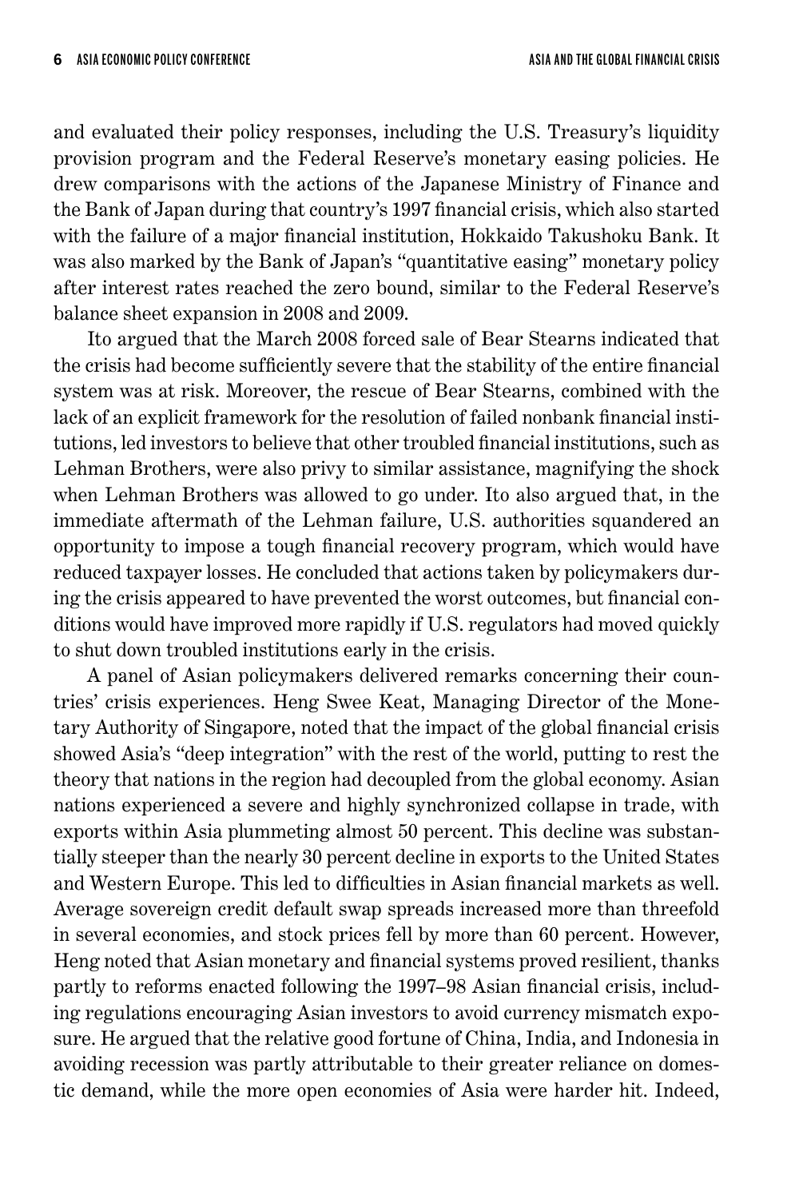and evaluated their policy responses, including the U.S. Treasury's liquidity provision program and the Federal Reserve's monetary easing policies. He drew comparisons with the actions of the Japanese Ministry of Finance and the Bank of Japan during that country's 1997 financial crisis, which also started with the failure of a major financial institution, Hokkaido Takushoku Bank. It was also marked by the Bank of Japan's "quantitative easing" monetary policy after interest rates reached the zero bound, similar to the Federal Reserve's balance sheet expansion in 2008 and 2009.

Ito argued that the March 2008 forced sale of Bear Stearns indicated that the crisis had become sufficiently severe that the stability of the entire financial system was at risk. Moreover, the rescue of Bear Stearns, combined with the lack of an explicit framework for the resolution of failed nonbank financial institutions, led investors to believe that other troubled financial institutions, such as Lehman Brothers, were also privy to similar assistance, magnifying the shock when Lehman Brothers was allowed to go under. Ito also argued that, in the immediate aftermath of the Lehman failure, U.S. authorities squandered an opportunity to impose a tough financial recovery program, which would have reduced taxpayer losses. He concluded that actions taken by policymakers during the crisis appeared to have prevented the worst outcomes, but financial conditions would have improved more rapidly if U.S. regulators had moved quickly to shut down troubled institutions early in the crisis.

A panel of Asian policymakers delivered remarks concerning their countries' crisis experiences. Heng Swee Keat, Managing Director of the Monetary Authority of Singapore, noted that the impact of the global financial crisis showed Asia's "deep integration" with the rest of the world, putting to rest the theory that nations in the region had decoupled from the global economy. Asian nations experienced a severe and highly synchronized collapse in trade, with exports within Asia plummeting almost 50 percent. This decline was substantially steeper than the nearly 30 percent decline in exports to the United States and Western Europe. This led to difficulties in Asian financial markets as well. Average sovereign credit default swap spreads increased more than threefold in several economies, and stock prices fell by more than 60 percent. However, Heng noted that Asian monetary and financial systems proved resilient, thanks partly to reforms enacted following the 1997–98 Asian financial crisis, including regulations encouraging Asian investors to avoid currency mismatch exposure. He argued that the relative good fortune of China, India, and Indonesia in avoiding recession was partly attributable to their greater reliance on domestic demand, while the more open economies of Asia were harder hit. Indeed,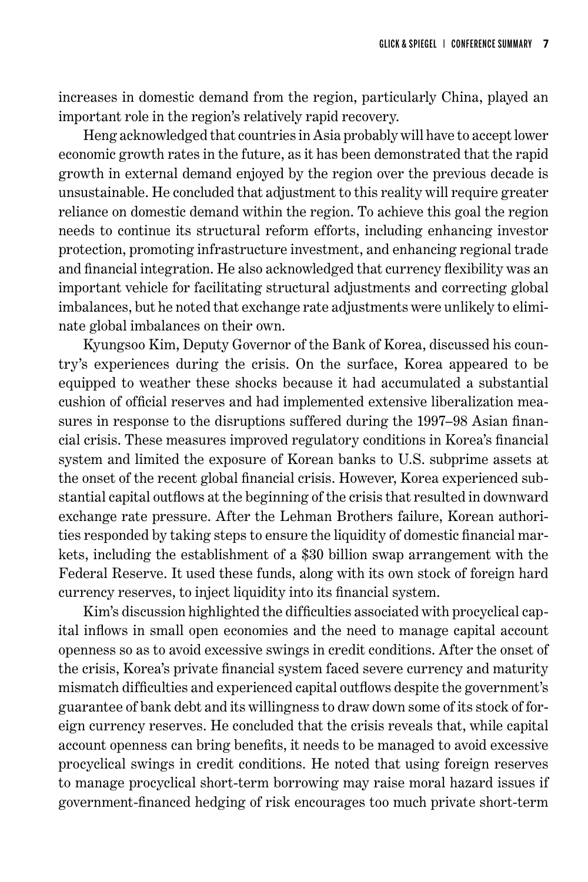increases in domestic demand from the region, particularly China, played an important role in the region's relatively rapid recovery.

Heng acknowledged that countries in Asia probably will have to accept lower economic growth rates in the future, as it has been demonstrated that the rapid growth in external demand enjoyed by the region over the previous decade is unsustainable. He concluded that adjustment to this reality will require greater reliance on domestic demand within the region. To achieve this goal the region needs to continue its structural reform efforts, including enhancing investor protection, promoting infrastructure investment, and enhancing regional trade and financial integration. He also acknowledged that currency flexibility was an important vehicle for facilitating structural adjustments and correcting global imbalances, but he noted that exchange rate adjustments were unlikely to eliminate global imbalances on their own.

Kyungsoo Kim, Deputy Governor of the Bank of Korea, discussed his country's experiences during the crisis. On the surface, Korea appeared to be equipped to weather these shocks because it had accumulated a substantial cushion of official reserves and had implemented extensive liberalization measures in response to the disruptions suffered during the 1997–98 Asian financial crisis. These measures improved regulatory conditions in Korea's financial system and limited the exposure of Korean banks to U.S. subprime assets at the onset of the recent global financial crisis. However, Korea experienced substantial capital outflows at the beginning of the crisis that resulted in downward exchange rate pressure. After the Lehman Brothers failure, Korean authorities responded by taking steps to ensure the liquidity of domestic financial markets, including the establishment of a $30 billion swap arrangement with the Federal Reserve. It used these funds, along with its own stock of foreign hard currency reserves, to inject liquidity into its financial system.

Kim's discussion highlighted the difficulties associated with procyclical capital inflows in small open economies and the need to manage capital account openness so as to avoid excessive swings in credit conditions. After the onset of the crisis, Korea's private financial system faced severe currency and maturity mismatch difficulties and experienced capital outflows despite the government's guarantee of bank debt and its willingness to draw down some of its stock of foreign currency reserves. He concluded that the crisis reveals that, while capital account openness can bring benefits, it needs to be managed to avoid excessive procyclical swings in credit conditions. He noted that using foreign reserves to manage procyclical short-term borrowing may raise moral hazard issues if government-financed hedging of risk encourages too much private short-term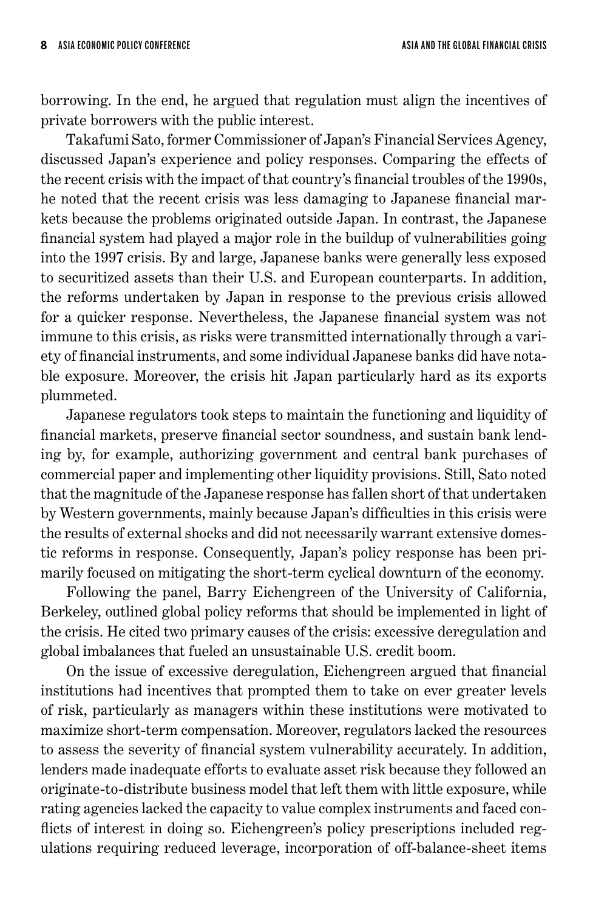borrowing. In the end, he argued that regulation must align the incentives of private borrowers with the public interest.

Takafumi Sato, former Commissioner of Japan's Financial Services Agency, discussed Japan's experience and policy responses. Comparing the effects of the recent crisis with the impact of that country's financial troubles of the 1990s, he noted that the recent crisis was less damaging to Japanese financial markets because the problems originated outside Japan. In contrast, the Japanese financial system had played a major role in the buildup of vulnerabilities going into the 1997 crisis. By and large, Japanese banks were generally less exposed to securitized assets than their U.S. and European counterparts. In addition, the reforms undertaken by Japan in response to the previous crisis allowed for a quicker response. Nevertheless, the Japanese financial system was not immune to this crisis, as risks were transmitted internationally through a variety of financial instruments, and some individual Japanese banks did have notable exposure. Moreover, the crisis hit Japan particularly hard as its exports plummeted.

Japanese regulators took steps to maintain the functioning and liquidity of financial markets, preserve financial sector soundness, and sustain bank lending by, for example, authorizing government and central bank purchases of commercial paper and implementing other liquidity provisions. Still, Sato noted that the magnitude of the Japanese response has fallen short of that undertaken by Western governments, mainly because Japan's difficulties in this crisis were the results of external shocks and did not necessarily warrant extensive domestic reforms in response. Consequently, Japan's policy response has been primarily focused on mitigating the short-term cyclical downturn of the economy.

Following the panel, Barry Eichengreen of the University of California, Berkeley, outlined global policy reforms that should be implemented in light of the crisis. He cited two primary causes of the crisis: excessive deregulation and global imbalances that fueled an unsustainable U.S. credit boom.

On the issue of excessive deregulation, Eichengreen argued that financial institutions had incentives that prompted them to take on ever greater levels of risk, particularly as managers within these institutions were motivated to maximize short-term compensation. Moreover, regulators lacked the resources to assess the severity of financial system vulnerability accurately. In addition, lenders made inadequate efforts to evaluate asset risk because they followed an originate-to-distribute business model that left them with little exposure, while rating agencies lacked the capacity to value complex instruments and faced conflicts of interest in doing so. Eichengreen's policy prescriptions included regulations requiring reduced leverage, incorporation of off-balance-sheet items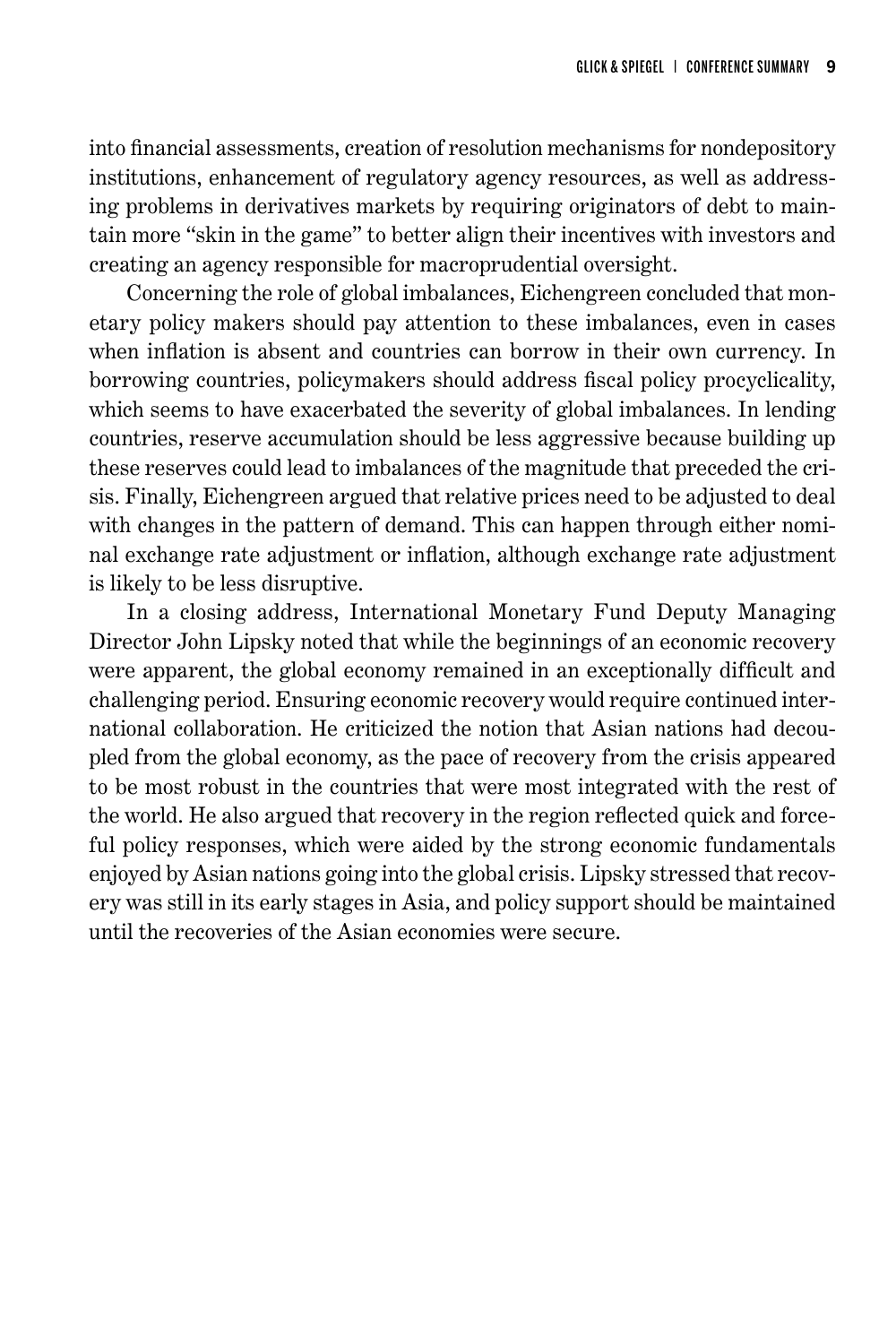into financial assessments, creation of resolution mechanisms for nondepository institutions, enhancement of regulatory agency resources, as well as addressing problems in derivatives markets by requiring originators of debt to maintain more “skin in the game” to better align their incentives with investors and creating an agency responsible for macroprudential oversight.

Concerning the role of global imbalances, Eichengreen concluded that monetary policy makers should pay attention to these imbalances, even in cases when inflation is absent and countries can borrow in their own currency. In borrowing countries, policymakers should address fiscal policy procyclicality, which seems to have exacerbated the severity of global imbalances. In lending countries, reserve accumulation should be less aggressive because building up these reserves could lead to imbalances of the magnitude that preceded the crisis. Finally, Eichengreen argued that relative prices need to be adjusted to deal with changes in the pattern of demand. This can happen through either nominal exchange rate adjustment or inflation, although exchange rate adjustment is likely to be less disruptive.

In a closing address, International Monetary Fund Deputy Managing Director John Lipsky noted that while the beginnings of an economic recovery were apparent, the global economy remained in an exceptionally difficult and challenging period. Ensuring economic recovery would require continued international collaboration. He criticized the notion that Asian nations had decoupled from the global economy, as the pace of recovery from the crisis appeared to be most robust in the countries that were most integrated with the rest of the world. He also argued that recovery in the region reflected quick and forceful policy responses, which were aided by the strong economic fundamentals enjoyed by Asian nations going into the global crisis. Lipsky stressed that recovery was still in its early stages in Asia, and policy support should be maintained until the recoveries of the Asian economies were secure.